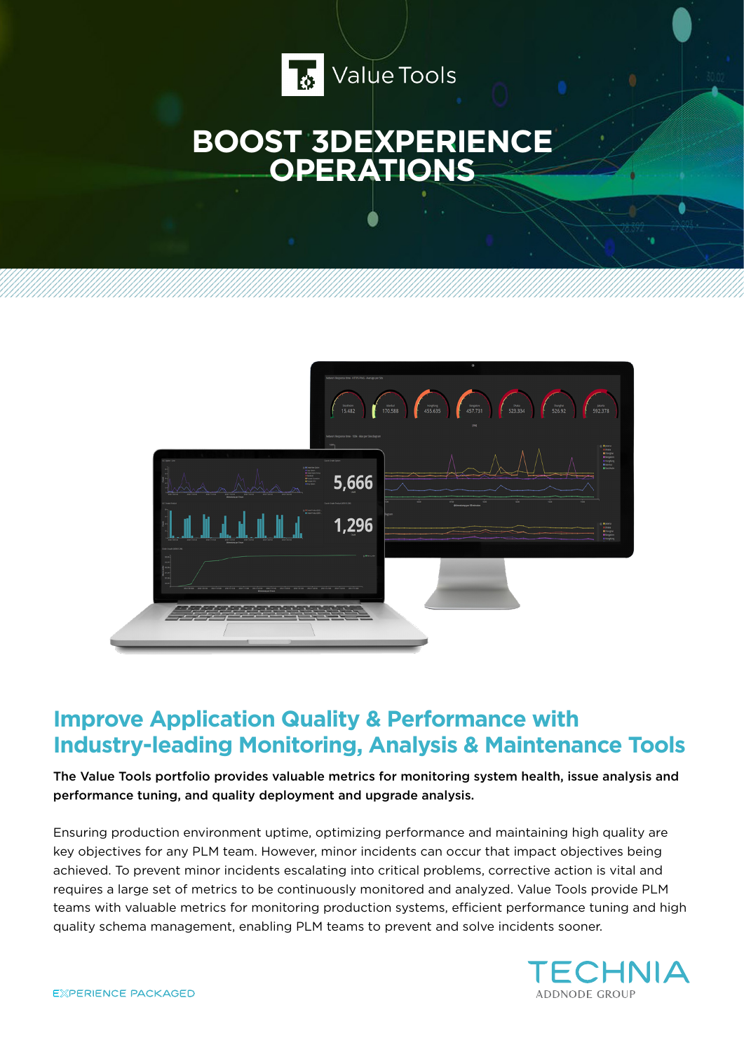Value Tools

# BOOST 3DEXPERIENCE OPERATIONS

## Improve Application Quality & Performance with Industry-leading Monitoring, Analysis & Maintenance Tools

**The Value Tools portfolio provides valuable metrics for monitoring system health, issue analysis and performance tuning, and quality deployment and upgrade analysis.**

Ensuring production environment uptime, optimizing performance and maintaining high quality are key objectives for any PLM team. However, minor incidents can occur that impact objectives being achieved. To prevent minor incidents escalating into critical problems, corrective action is vital and requires a large set of metrics to be continuously monitored and analyzed. Value Tools provide PLM teams with valuable metrics for monitoring production systems, efficient performance tuning and high quality schema management, enabling PLM teams to prevent and solve incidents sooner.

EXPERIENCE PACKAGED

TECHNIA
ADDNODE GROUP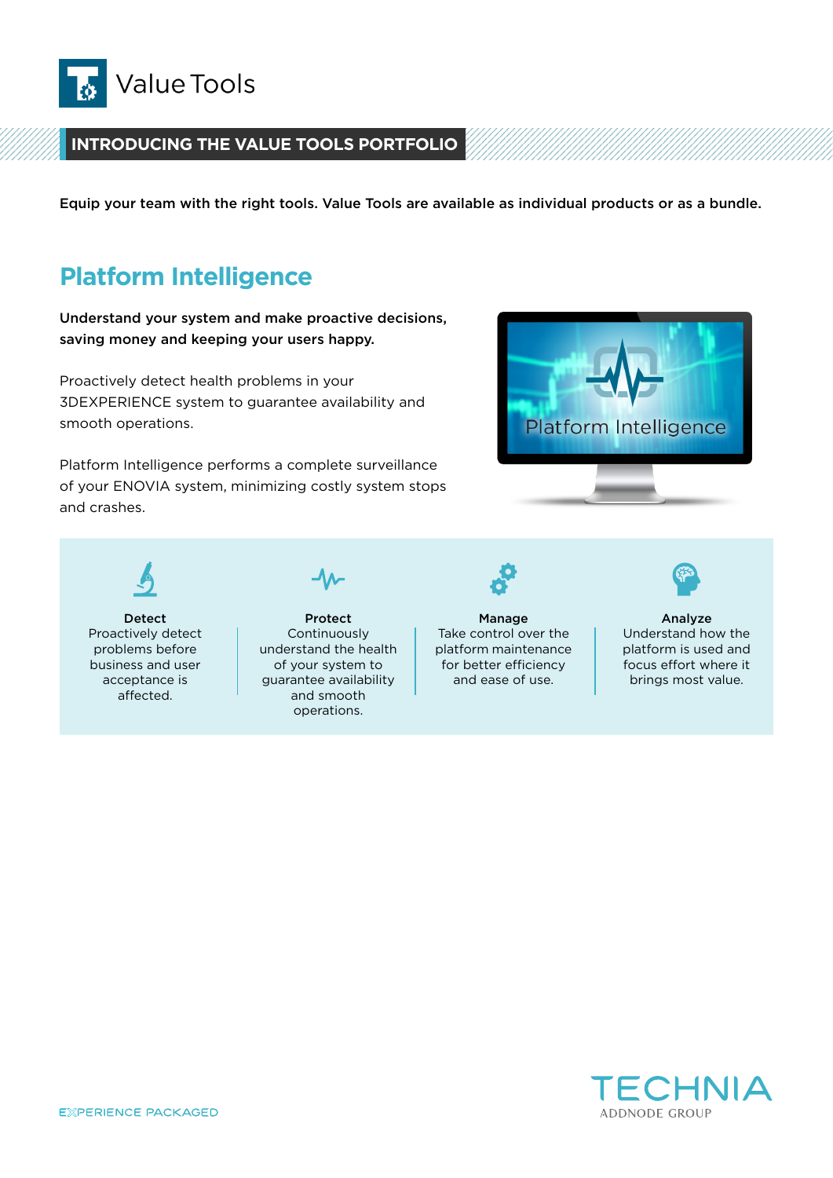# Value Tools

## INTRODUCING THE VALUE TOOLS PORTFOLIO

**Equip your team with the right tools. Value Tools are available as individual products or as a bundle.**

## Platform Intelligence

**Understand your system and make proactive decisions, saving money and keeping your users happy.**

Proactively detect health problems in your 3DEXPERIENCE system to guarantee availability and smooth operations.

Platform Intelligence performs a complete surveillance of your ENOVIA system, minimizing costly system stops and crashes.

**Detect**
Proactively detect problems before business and user acceptance is affected.

**Protect**
Continuously understand the health of your system to guarantee availability and smooth operations.

**Manage**
Take control over the platform maintenance for better efficiency and ease of use.

**Analyze**
Understand how the platform is used and focus effort where it brings most value.

EXPERIENCE PACKAGED

TECHNIA
ADDNODE GROUP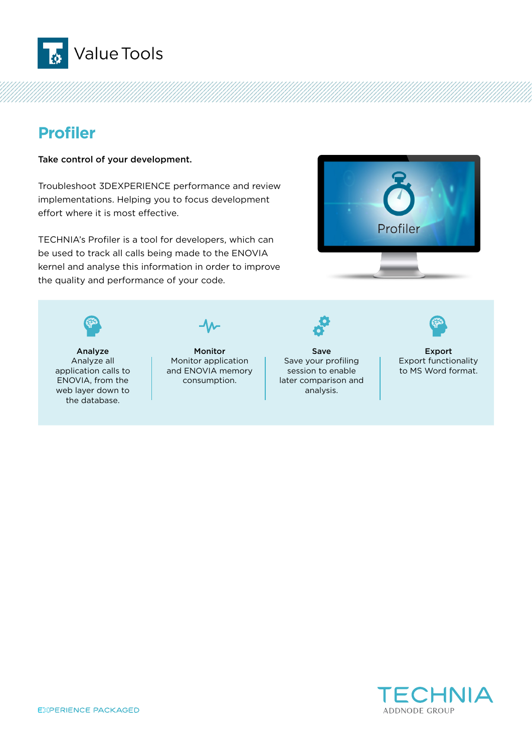Value Tools

# Profiler

**Take control of your development.**

Troubleshoot 3DEXPERIENCE performance and review implementations. Helping you to focus development effort where it is most effective.

TECHNIA's Profiler is a tool for developers, which can be used to track all calls being made to the ENOVIA kernel and analyse this information in order to improve the quality and performance of your code.

**Analyze**
Analyze all application calls to ENOVIA, from the web layer down to the database.

**Monitor**
Monitor application and ENOVIA memory consumption.

**Save**
Save your profiling session to enable later comparison and analysis.

**Export**
Export functionality to MS Word format.

EXPERIENCE PACKAGED

TECHNIA
ADDNODE GROUP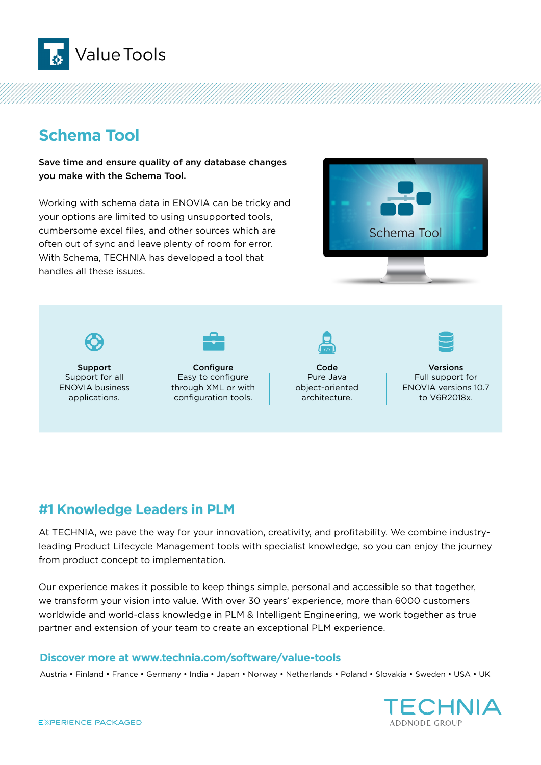Value Tools

## Schema Tool

**Save time and ensure quality of any database changes you make with the Schema Tool.**

Working with schema data in ENOVIA can be tricky and your options are limited to using unsupported tools, cumbersome excel files, and other sources which are often out of sync and leave plenty of room for error. With Schema, TECHNIA has developed a tool that handles all these issues.

**Support**
Support for all ENOVIA business applications.

**Configure**
Easy to configure through XML or with configuration tools.

**Code**
Pure Java object-oriented architecture.

**Versions**
Full support for ENOVIA versions 10.7 to V6R2018x.

## #1 Knowledge Leaders in PLM

At TECHNIA, we pave the way for your innovation, creativity, and profitability. We combine industry-leading Product Lifecycle Management tools with specialist knowledge, so you can enjoy the journey from product concept to implementation.

Our experience makes it possible to keep things simple, personal and accessible so that together, we transform your vision into value. With over 30 years' experience, more than 6000 customers worldwide and world-class knowledge in PLM & Intelligent Engineering, we work together as true partner and extension of your team to create an exceptional PLM experience.

**Discover more at www.technia.com/software/value-tools**

Austria • Finland • France • Germany • India • Japan • Norway • Netherlands • Poland • Slovakia • Sweden • USA • UK

EXPERIENCE PACKAGED

TECHNIA
ADDNODE GROUP